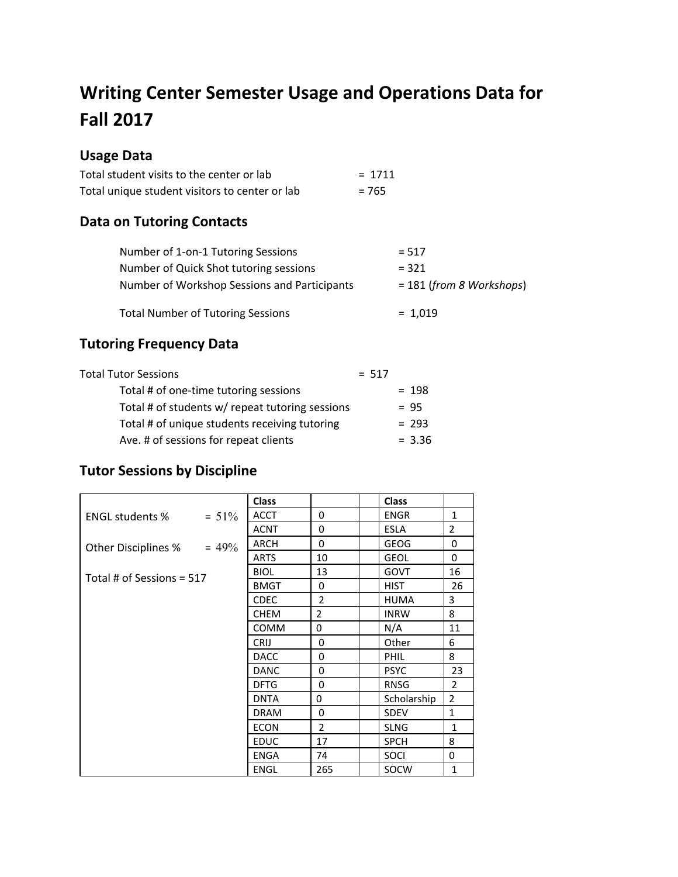# Writing Center Semester Usage and Operations Data for Fall 2017

## Usage Data

Total student visits to the center or lab = 1711

Total unique student visitors to center or lab = 765

## Data on Tutoring Contacts

Number of 1-on-1 Tutoring Sessions = 517

Number of Quick Shot tutoring sessions = 321

Number of Workshop Sessions and Participants = 181 (*from 8 Workshops*)

Total Number of Tutoring Sessions = 1,019

## Tutoring Frequency Data

Total Tutor Sessions = 517

- Total # of one-time tutoring sessions = 198
- Total # of students w/ repeat tutoring sessions = 95
- Total # of unique students receiving tutoring = 293
- Ave. # of sessions for repeat clients = 3.36

## Tutor Sessions by Discipline

ENGL students % = 51%

Other Disciplines % = 49%

Total # of Sessions = 517

| Class | | | Class | |
|---|---|---|---|---|
| ACCT | 0 | | ENGR | 1 |
| ACNT | 0 | | ESLA | 2 |
| ARCH | 0 | | GEOG | 0 |
| ARTS | 10 | | GEOL | 0 |
| BIOL | 13 | | GOVT | 16 |
| BMGT | 0 | | HIST | 26 |
| CDEC | 2 | | HUMA | 3 |
| CHEM | 2 | | INRW | 8 |
| COMM | 0 | | N/A | 11 |
| CRIJ | 0 | | Other | 6 |
| DACC | 0 | | PHIL | 8 |
| DANC | 0 | | PSYC | 23 |
| DFTG | 0 | | RNSG | 2 |
| DNTA | 0 | | Scholarship | 2 |
| DRAM | 0 | | SDEV | 1 |
| ECON | 2 | | SLNG | 1 |
| EDUC | 17 | | SPCH | 8 |
| ENGA | 74 | | SOCI | 0 |
| ENGL | 265 | | SOCW | 1 |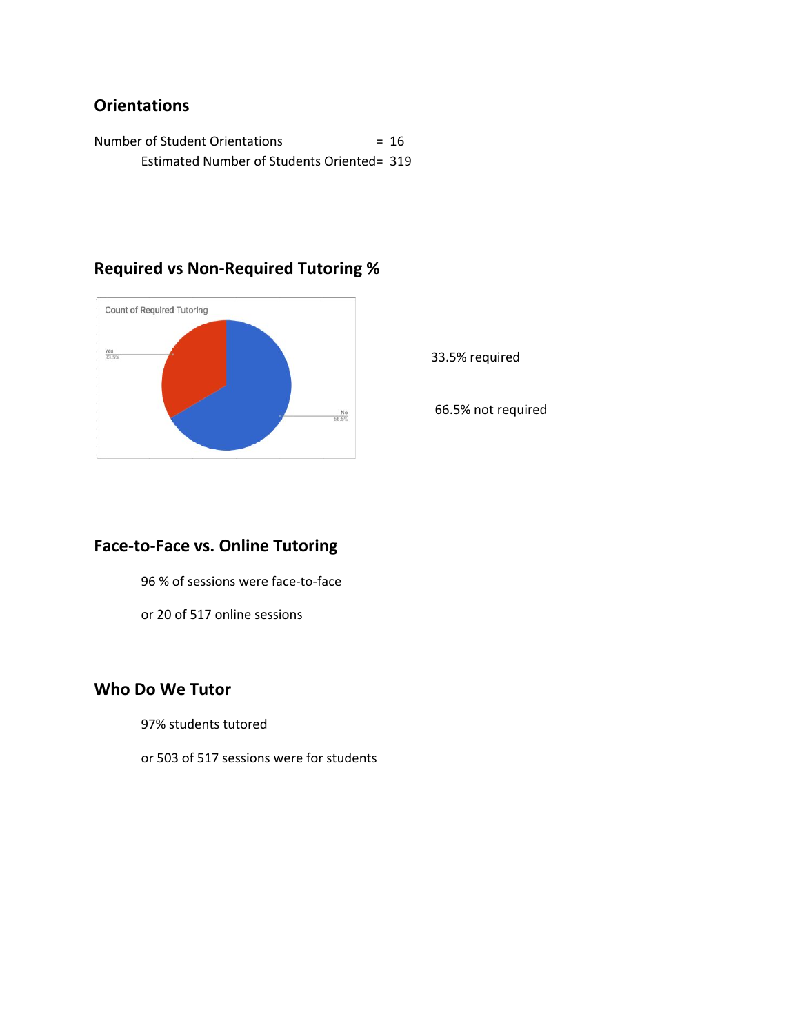## Orientations

Number of Student Orientations = 16

Estimated Number of Students Oriented= 319

## Required vs Non-Required Tutoring %

Count of Required Tutoring

Yes 33.5%

No 66.5%

33.5% required

66.5% not required

## Face-to-Face vs. Online Tutoring

96 % of sessions were face-to-face

or 20 of 517 online sessions

## Who Do We Tutor

97% students tutored

or 503 of 517 sessions were for students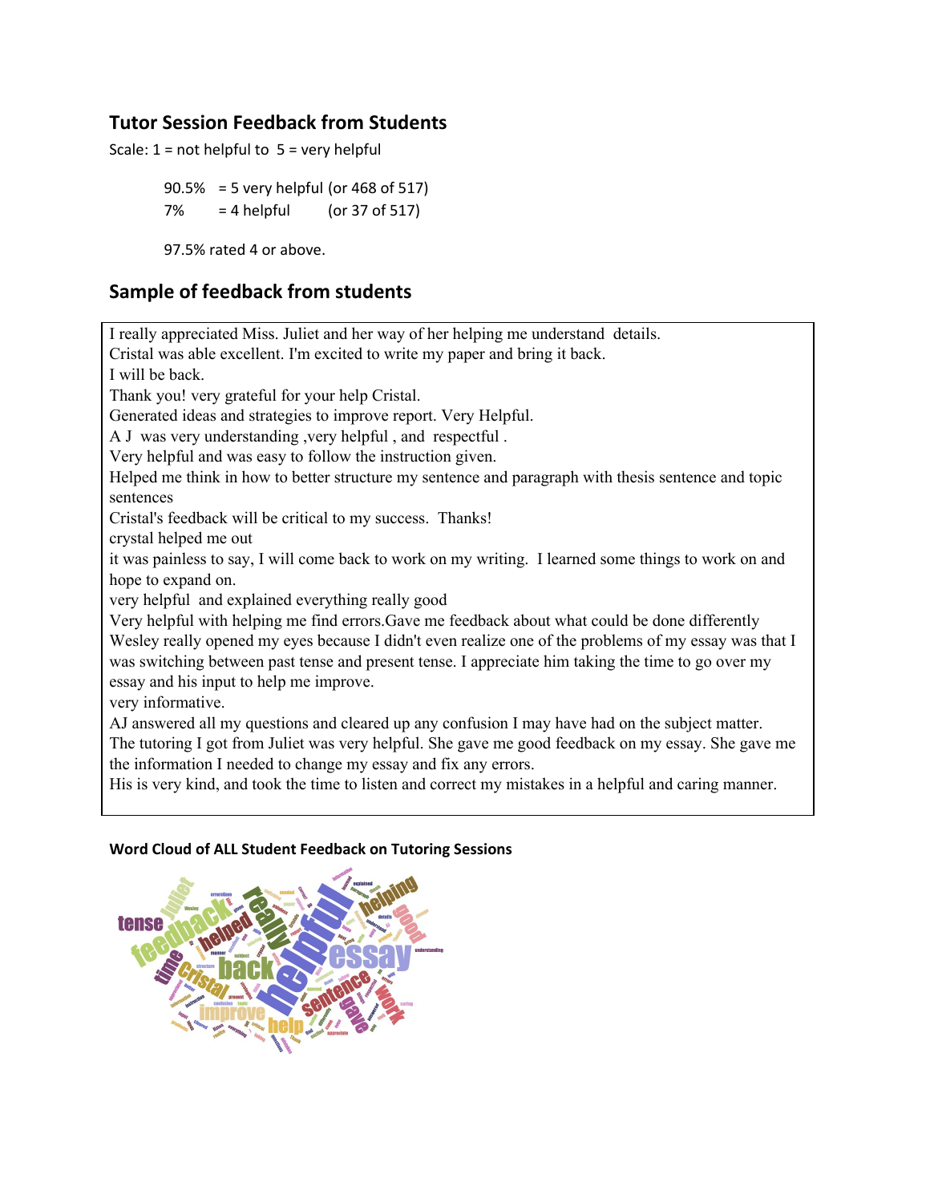## Tutor Session Feedback from Students

Scale: 1 = not helpful to 5 = very helpful

90.5% = 5 very helpful (or 468 of 517)
7% = 4 helpful (or 37 of 517)

97.5% rated 4 or above.

## Sample of feedback from students

I really appreciated Miss. Juliet and her way of her helping me understand details.
Cristal was able excellent. I'm excited to write my paper and bring it back.
I will be back.
Thank you! very grateful for your help Cristal.
Generated ideas and strategies to improve report. Very Helpful.
A J was very understanding ,very helpful , and respectful .
Very helpful and was easy to follow the instruction given.
Helped me think in how to better structure my sentence and paragraph with thesis sentence and topic sentences
Cristal's feedback will be critical to my success. Thanks!
crystal helped me out
it was painless to say, I will come back to work on my writing. I learned some things to work on and hope to expand on.
very helpful and explained everything really good
Very helpful with helping me find errors.Gave me feedback about what could be done differently
Wesley really opened my eyes because I didn't even realize one of the problems of my essay was that I was switching between past tense and present tense. I appreciate him taking the time to go over my essay and his input to help me improve.
very informative.
AJ answered all my questions and cleared up any confusion I may have had on the subject matter.
The tutoring I got from Juliet was very helpful. She gave me good feedback on my essay. She gave me the information I needed to change my essay and fix any errors.
His is very kind, and took the time to listen and correct my mistakes in a helpful and caring manner.

**Word Cloud of ALL Student Feedback on Tutoring Sessions**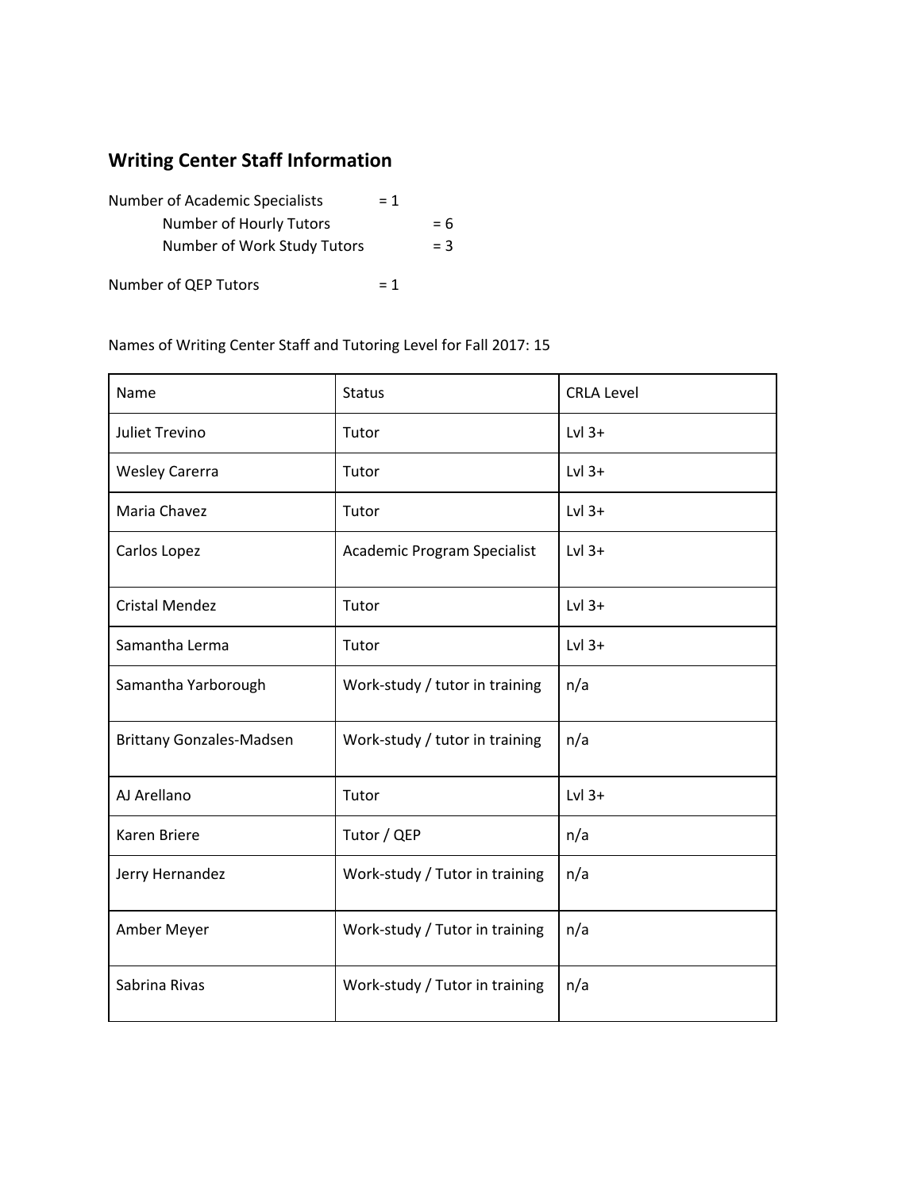## Writing Center Staff Information

Number of Academic Specialists = 1
- Number of Hourly Tutors = 6
- Number of Work Study Tutors = 3

Number of QEP Tutors = 1

Names of Writing Center Staff and Tutoring Level for Fall 2017: 15

| Name | Status | CRLA Level |
|---|---|---|
| Juliet Trevino | Tutor | Lvl 3+ |
| Wesley Carerra | Tutor | Lvl 3+ |
| Maria Chavez | Tutor | Lvl 3+ |
| Carlos Lopez | Academic Program Specialist | Lvl 3+ |
| Cristal Mendez | Tutor | Lvl 3+ |
| Samantha Lerma | Tutor | Lvl 3+ |
| Samantha Yarborough | Work-study / tutor in training | n/a |
| Brittany Gonzales-Madsen | Work-study / tutor in training | n/a |
| AJ Arellano | Tutor | Lvl 3+ |
| Karen Briere | Tutor / QEP | n/a |
| Jerry Hernandez | Work-study / Tutor in training | n/a |
| Amber Meyer | Work-study / Tutor in training | n/a |
| Sabrina Rivas | Work-study / Tutor in training | n/a |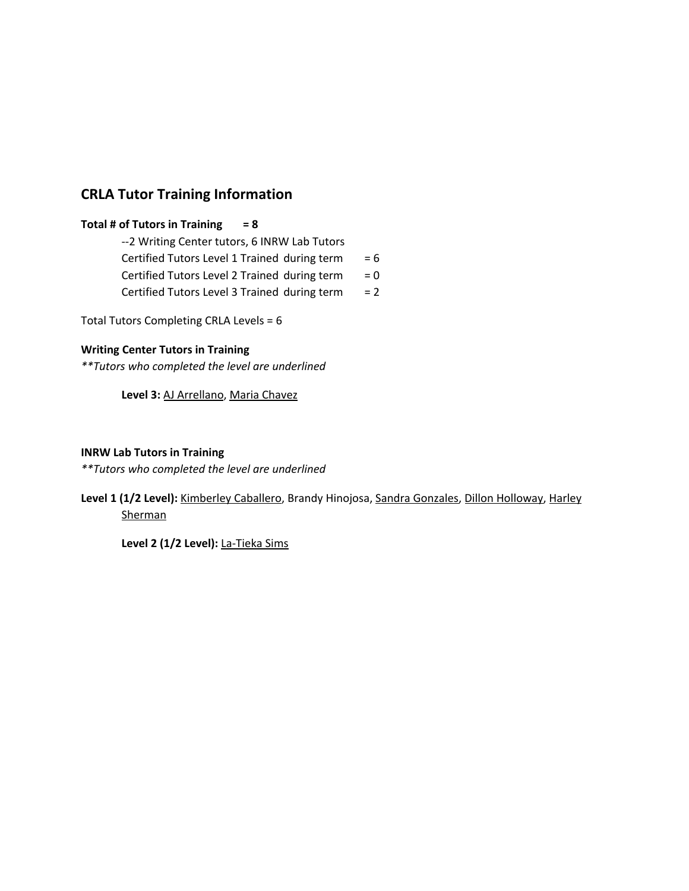## CRLA Tutor Training Information

**Total # of Tutors in Training = 8**

--2 Writing Center tutors, 6 INRW Lab Tutors
Certified Tutors Level 1 Trained during term = 6
Certified Tutors Level 2 Trained during term = 0
Certified Tutors Level 3 Trained during term = 2

Total Tutors Completing CRLA Levels = 6

**Writing Center Tutors in Training**

*\*\*Tutors who completed the level are underlined*

**Level 3:** <u>AJ Arrellano</u>, <u>Maria Chavez</u>

**INRW Lab Tutors in Training**

*\*\*Tutors who completed the level are underlined*

**Level 1 (1/2 Level):** <u>Kimberley Caballero</u>, Brandy Hinojosa, <u>Sandra Gonzales</u>, <u>Dillon Holloway</u>, <u>Harley Sherman</u>

**Level 2 (1/2 Level):** <u>La-Tieka Sims</u>